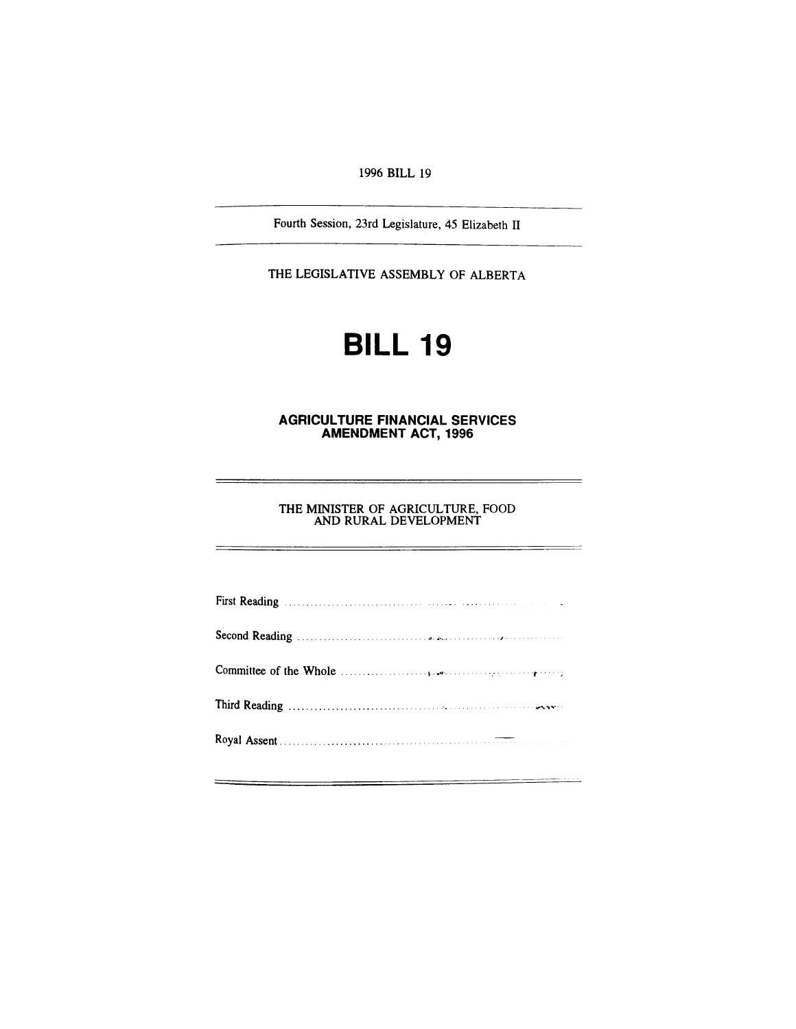1996 BILL 19

Fourth Session, 23rd Legislature, 45 Elizabeth II

THE LEGISLATIVE ASSEMBLY OF ALBERTA

# BILL 19

## AGRICULTURE FINANCIAL SERVICES AMENDMENT ACT, 1996

THE MINISTER OF AGRICULTURE, FOOD AND RURAL DEVELOPMENT

First Reading ..............................................................

Second Reading ..............................................................

Committee of the Whole ..............................................................

Third Reading ..............................................................

Royal Assent ..............................................................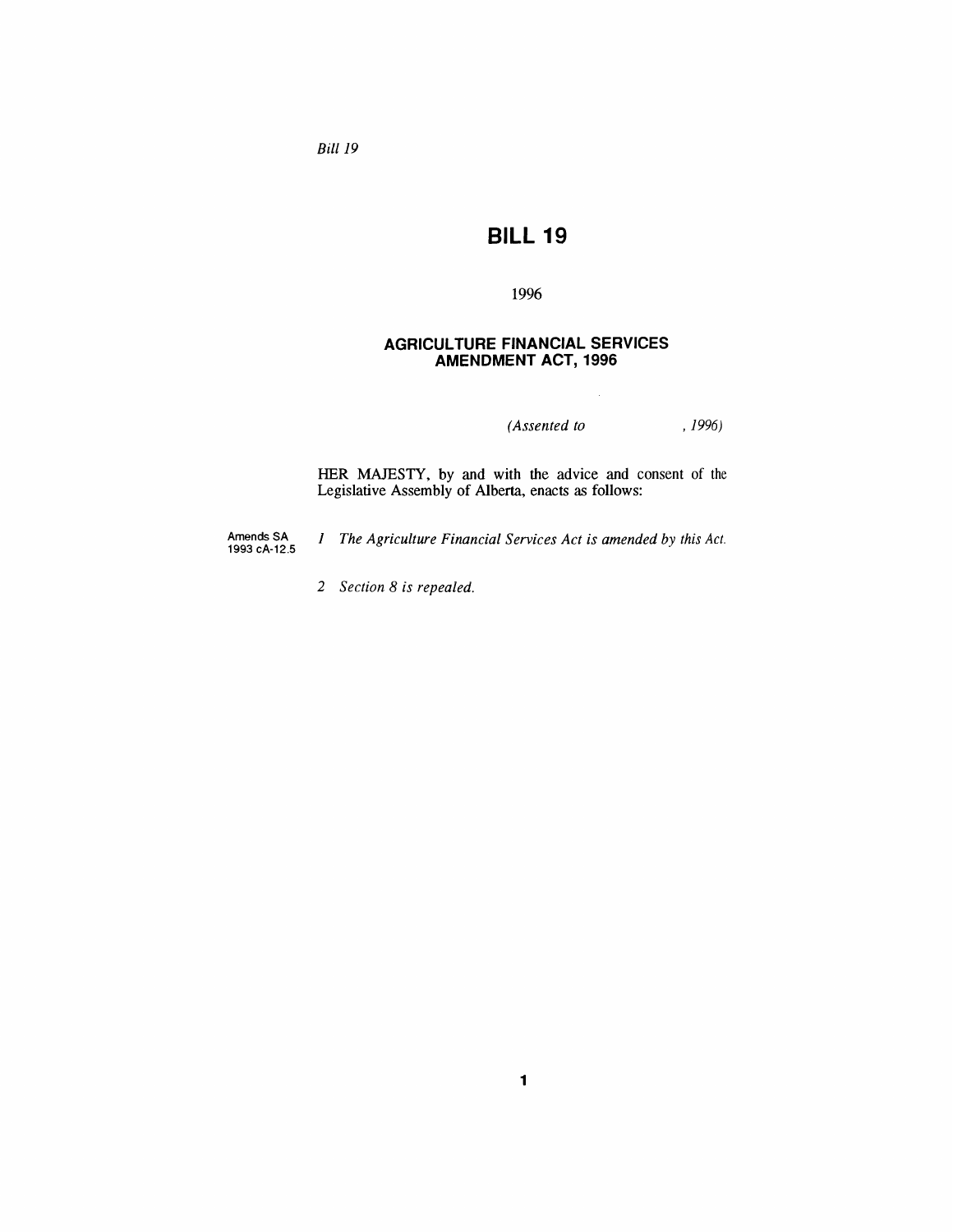*Bill 19*

# BILL 19

1996

## AGRICULTURE FINANCIAL SERVICES AMENDMENT ACT, 1996

*(Assented to , 1996)*

HER MAJESTY, by and with the advice and consent of the Legislative Assembly of Alberta, enacts as follows:

Amends SA 1993 cA-12.5

*1 The Agriculture Financial Services Act is amended by this Act.*

*2 Section 8 is repealed.*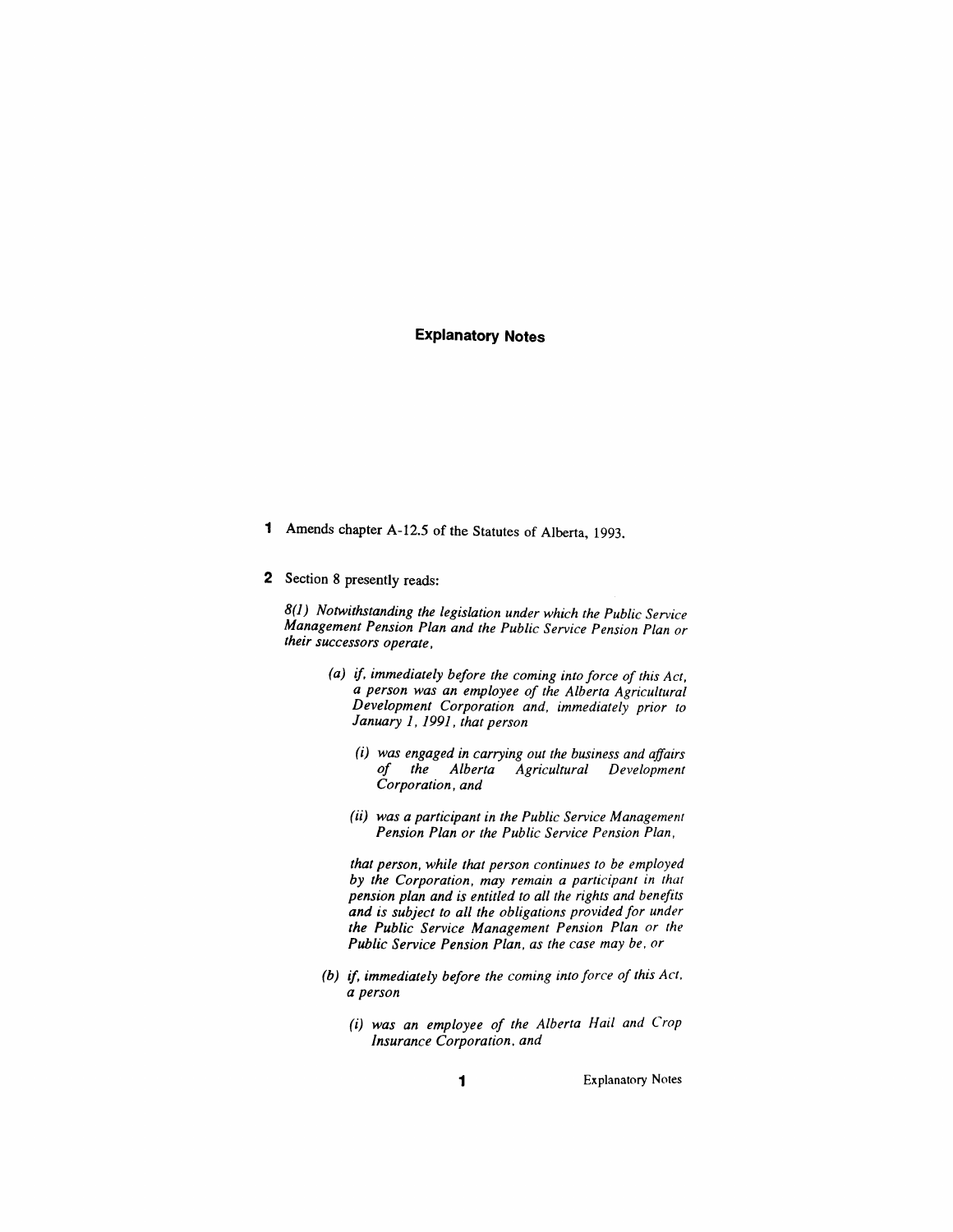# Explanatory Notes

**1** Amends chapter A-12.5 of the Statutes of Alberta, 1993.

**2** Section 8 presently reads:

*8(1) Notwithstanding the legislation under which the Public Service Management Pension Plan and the Public Service Pension Plan or their successors operate,*

> *(a) if, immediately before the coming into force of this Act, a person was an employee of the Alberta Agricultural Development Corporation and, immediately prior to January 1, 1991, that person*
>
> > *(i) was engaged in carrying out the business and affairs of the Alberta Agricultural Development Corporation, and*
> >
> > *(ii) was a participant in the Public Service Management Pension Plan or the Public Service Pension Plan,*
>
> *that person, while that person continues to be employed by the Corporation, may remain a participant in that pension plan and is entitled to all the rights and benefits and is subject to all the obligations provided for under the Public Service Management Pension Plan or the Public Service Pension Plan, as the case may be, or*
>
> *(b) if, immediately before the coming into force of this Act, a person*
>
> > *(i) was an employee of the Alberta Hail and Crop Insurance Corporation, and*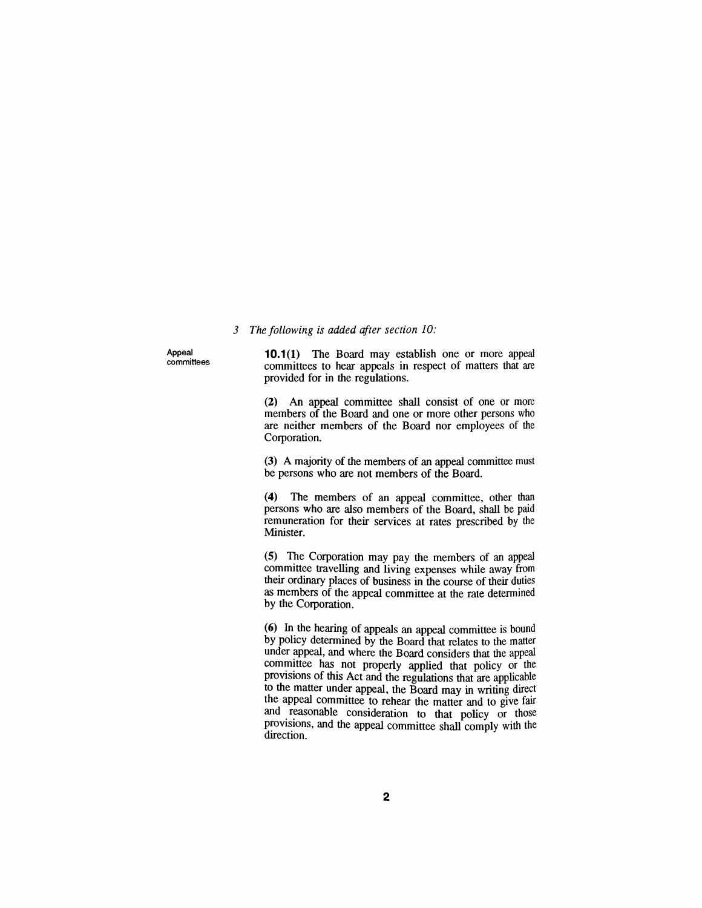*3 The following is added after section 10:*

Appeal committees

**10.1(1)** The Board may establish one or more appeal committees to hear appeals in respect of matters that are provided for in the regulations.

**(2)** An appeal committee shall consist of one or more members of the Board and one or more other persons who are neither members of the Board nor employees of the Corporation.

**(3)** A majority of the members of an appeal committee must be persons who are not members of the Board.

**(4)** The members of an appeal committee, other than persons who are also members of the Board, shall be paid remuneration for their services at rates prescribed by the Minister.

**(5)** The Corporation may pay the members of an appeal committee travelling and living expenses while away from their ordinary places of business in the course of their duties as members of the appeal committee at the rate determined by the Corporation.

**(6)** In the hearing of appeals an appeal committee is bound by policy determined by the Board that relates to the matter under appeal, and where the Board considers that the appeal committee has not properly applied that policy or the provisions of this Act and the regulations that are applicable to the matter under appeal, the Board may in writing direct the appeal committee to rehear the matter and to give fair and reasonable consideration to that policy or those provisions, and the appeal committee shall comply with the direction.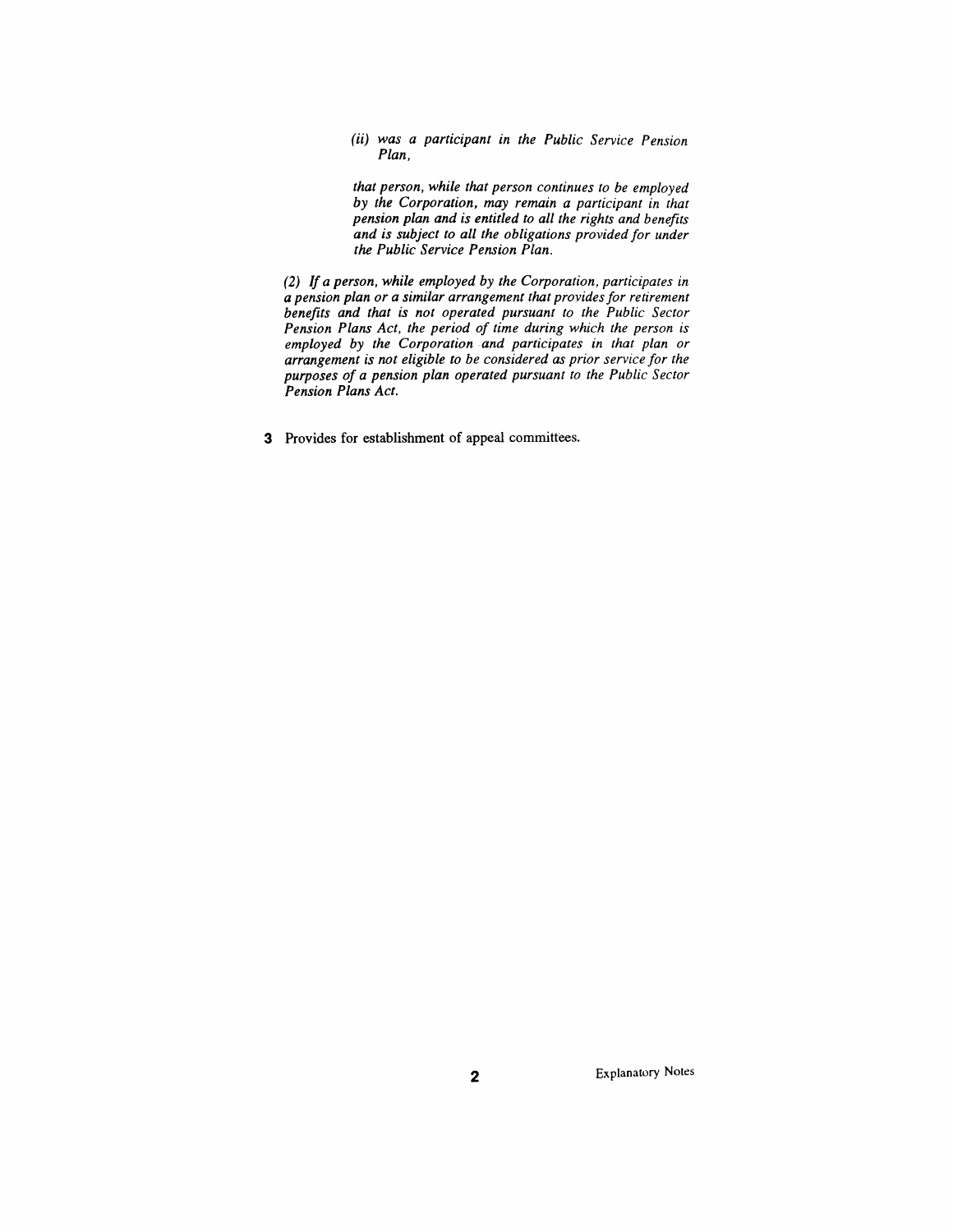*(ii) was a participant in the Public Service Pension Plan,*

*that person, while that person continues to be employed by the Corporation, may remain a participant in that pension plan and is entitled to all the rights and benefits and is subject to all the obligations provided for under the Public Service Pension Plan.*

*(2) If a person, while employed by the Corporation, participates in a pension plan or a similar arrangement that provides for retirement benefits and that is not operated pursuant to the Public Sector Pension Plans Act, the period of time during which the person is employed by the Corporation and participates in that plan or arrangement is not eligible to be considered as prior service for the purposes of a pension plan operated pursuant to the Public Sector Pension Plans Act.*

**3** Provides for establishment of appeal committees.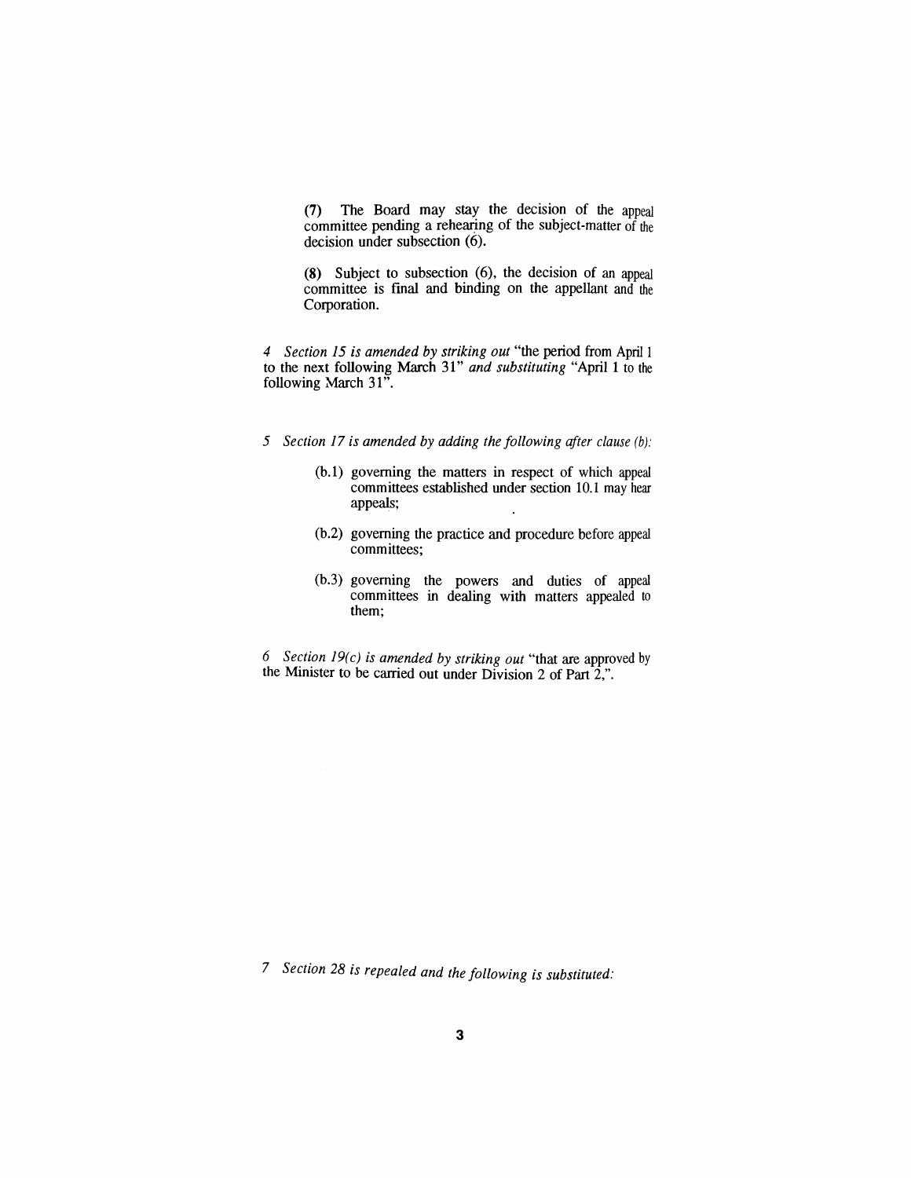**(7)** The Board may stay the decision of the appeal committee pending a rehearing of the subject-matter of the decision under subsection (6).

**(8)** Subject to subsection (6), the decision of an appeal committee is final and binding on the appellant and the Corporation.

*4 Section 15 is amended by striking out* "the period from April 1 to the next following March 31" *and substituting* "April 1 to the following March 31".

*5 Section 17 is amended by adding the following after clause (b):*

> (b.1) governing the matters in respect of which appeal committees established under section 10.1 may hear appeals;
>
> (b.2) governing the practice and procedure before appeal committees;
>
> (b.3) governing the powers and duties of appeal committees in dealing with matters appealed to them;

*6 Section 19(c) is amended by striking out* "that are approved by the Minister to be carried out under Division 2 of Part 2,".

*7 Section 28 is repealed and the following is substituted:*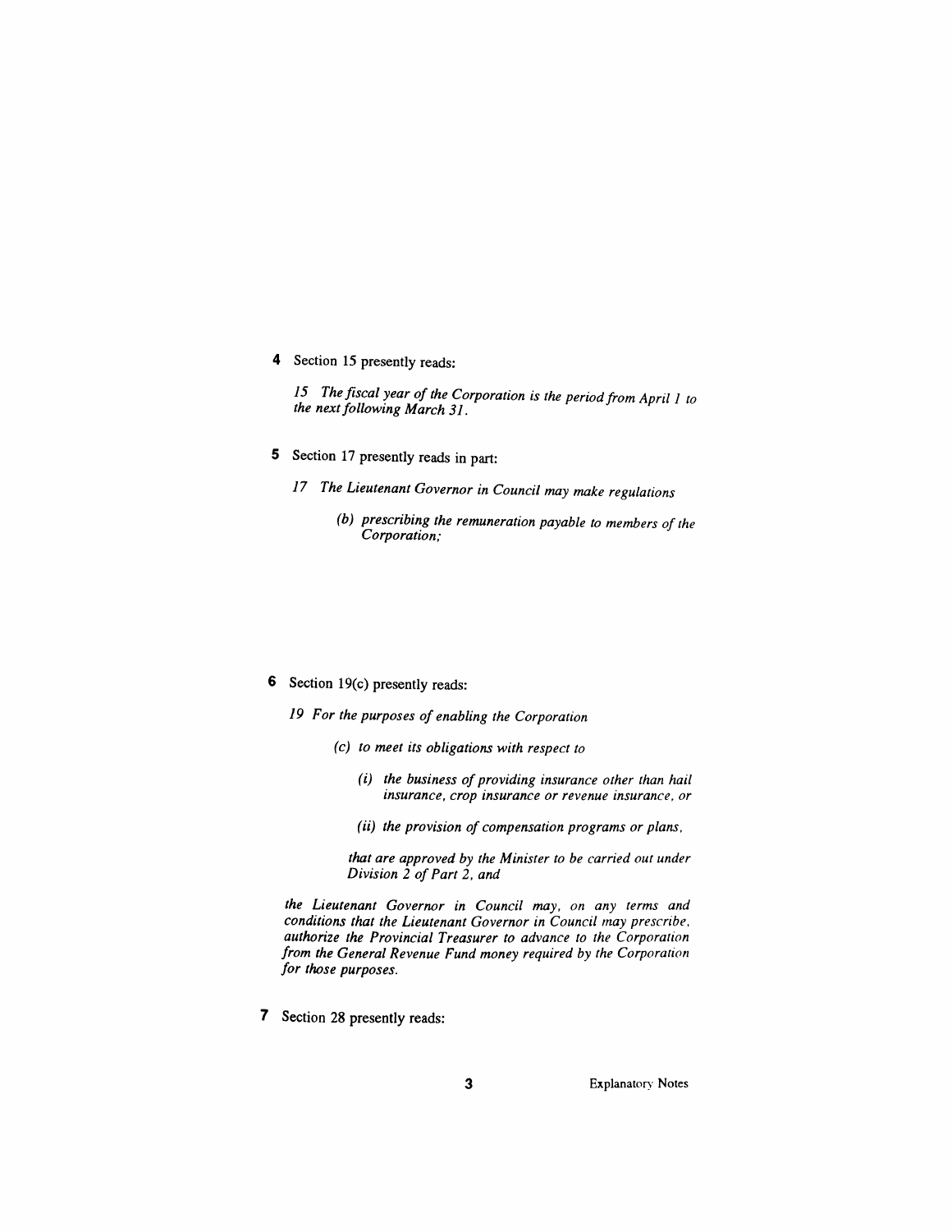**4** Section 15 presently reads:

> *15 The fiscal year of the Corporation is the period from April 1 to the next following March 31.*

**5** Section 17 presently reads in part:

> *17 The Lieutenant Governor in Council may make regulations*
>
> > *(b) prescribing the remuneration payable to members of the Corporation;*

**6** Section 19(c) presently reads:

> *19 For the purposes of enabling the Corporation*
>
> > *(c) to meet its obligations with respect to*
> >
> > > *(i) the business of providing insurance other than hail insurance, crop insurance or revenue insurance, or*
> > >
> > > *(ii) the provision of compensation programs or plans,*
> >
> > *that are approved by the Minister to be carried out under Division 2 of Part 2, and*
>
> *the Lieutenant Governor in Council may, on any terms and conditions that the Lieutenant Governor in Council may prescribe, authorize the Provincial Treasurer to advance to the Corporation from the General Revenue Fund money required by the Corporation for those purposes.*

**7** Section 28 presently reads: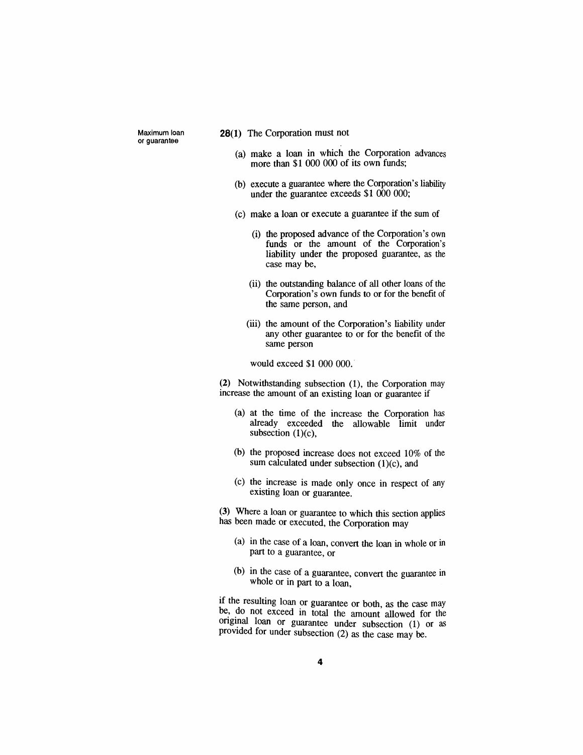Maximum loan or guarantee

**28(1)** The Corporation must not

(a) make a loan in which the Corporation advances more than $1 000 000 of its own funds;

(b) execute a guarantee where the Corporation's liability under the guarantee exceeds $1 000 000;

(c) make a loan or execute a guarantee if the sum of

(i) the proposed advance of the Corporation's own funds or the amount of the Corporation's liability under the proposed guarantee, as the case may be,

(ii) the outstanding balance of all other loans of the Corporation's own funds to or for the benefit of the same person, and

(iii) the amount of the Corporation's liability under any other guarantee to or for the benefit of the same person

would exceed $1 000 000.

**(2)** Notwithstanding subsection (1), the Corporation may increase the amount of an existing loan or guarantee if

(a) at the time of the increase the Corporation has already exceeded the allowable limit under subsection (1)(c),

(b) the proposed increase does not exceed 10% of the sum calculated under subsection (1)(c), and

(c) the increase is made only once in respect of any existing loan or guarantee.

**(3)** Where a loan or guarantee to which this section applies has been made or executed, the Corporation may

(a) in the case of a loan, convert the loan in whole or in part to a guarantee, or

(b) in the case of a guarantee, convert the guarantee in whole or in part to a loan,

if the resulting loan or guarantee or both, as the case may be, do not exceed in total the amount allowed for the original loan or guarantee under subsection (1) or as provided for under subsection (2) as the case may be.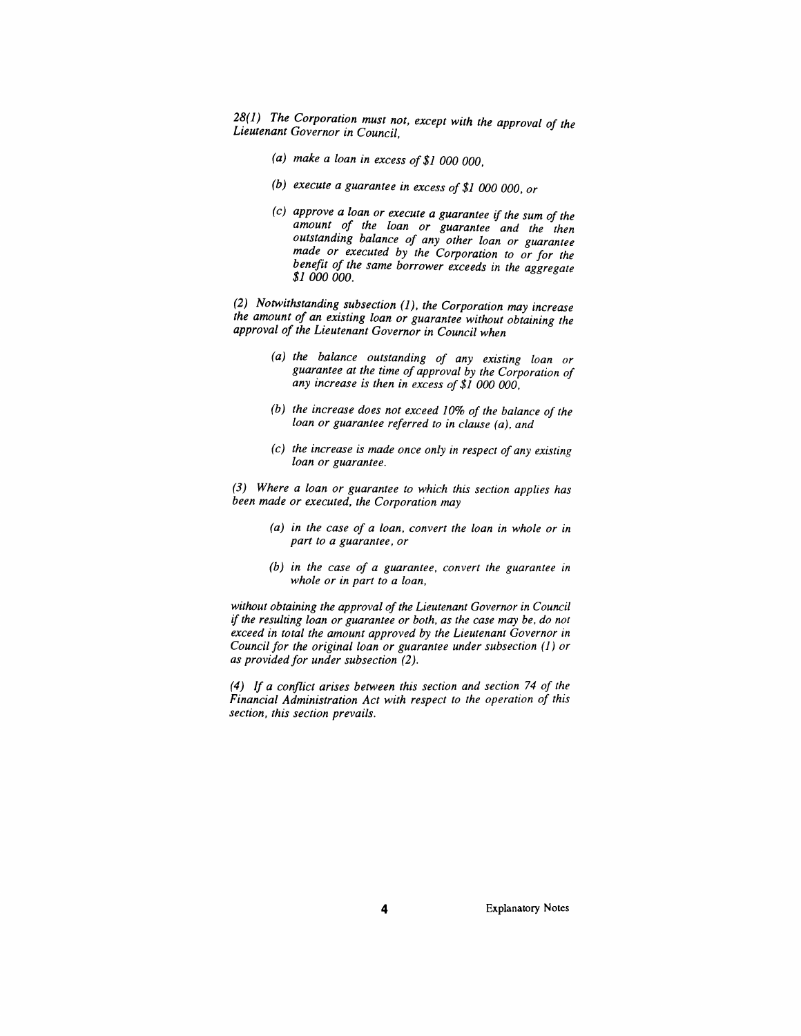*28(1) The Corporation must not, except with the approval of the Lieutenant Governor in Council,*

> *(a) make a loan in excess of $1 000 000,*
>
> *(b) execute a guarantee in excess of $1 000 000, or*
>
> *(c) approve a loan or execute a guarantee if the sum of the amount of the loan or guarantee and the then outstanding balance of any other loan or guarantee made or executed by the Corporation to or for the benefit of the same borrower exceeds in the aggregate $1 000 000.*

*(2) Notwithstanding subsection (1), the Corporation may increase the amount of an existing loan or guarantee without obtaining the approval of the Lieutenant Governor in Council when*

> *(a) the balance outstanding of any existing loan or guarantee at the time of approval by the Corporation of any increase is then in excess of $1 000 000,*
>
> *(b) the increase does not exceed 10% of the balance of the loan or guarantee referred to in clause (a), and*
>
> *(c) the increase is made once only in respect of any existing loan or guarantee.*

*(3) Where a loan or guarantee to which this section applies has been made or executed, the Corporation may*

> *(a) in the case of a loan, convert the loan in whole or in part to a guarantee, or*
>
> *(b) in the case of a guarantee, convert the guarantee in whole or in part to a loan,*

*without obtaining the approval of the Lieutenant Governor in Council if the resulting loan or guarantee or both, as the case may be, do not exceed in total the amount approved by the Lieutenant Governor in Council for the original loan or guarantee under subsection (1) or as provided for under subsection (2).*

*(4) If a conflict arises between this section and section 74 of the Financial Administration Act with respect to the operation of this section, this section prevails.*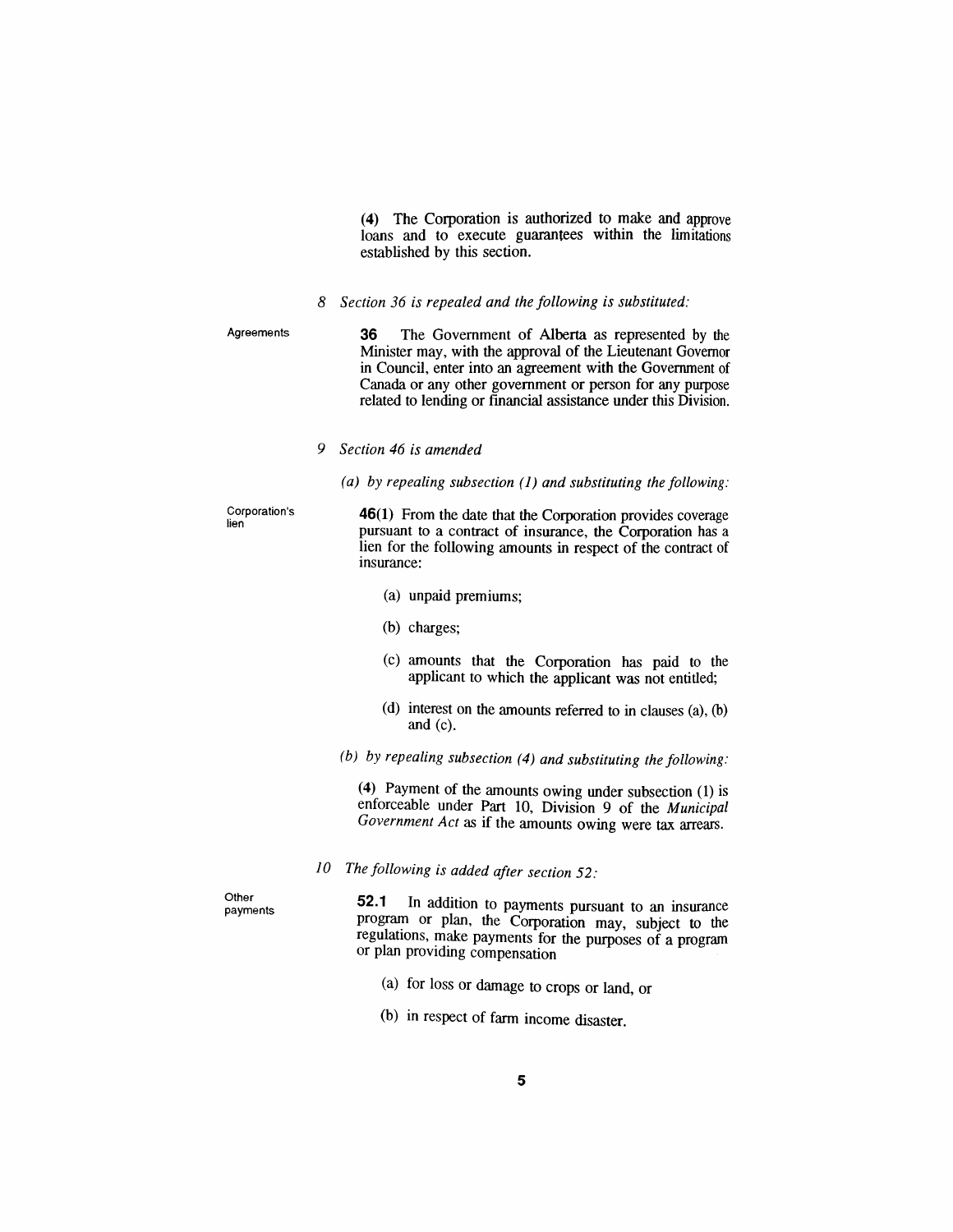**(4)** The Corporation is authorized to make and approve loans and to execute guarantees within the limitations established by this section.

*8 Section 36 is repealed and the following is substituted:*

Agreements

**36** The Government of Alberta as represented by the Minister may, with the approval of the Lieutenant Governor in Council, enter into an agreement with the Government of Canada or any other government or person for any purpose related to lending or financial assistance under this Division.

*9 Section 46 is amended*

*(a) by repealing subsection (1) and substituting the following:*

Corporation's lien

**46(1)** From the date that the Corporation provides coverage pursuant to a contract of insurance, the Corporation has a lien for the following amounts in respect of the contract of insurance:

(a) unpaid premiums;

(b) charges;

(c) amounts that the Corporation has paid to the applicant to which the applicant was not entitled;

(d) interest on the amounts referred to in clauses (a), (b) and (c).

*(b) by repealing subsection (4) and substituting the following:*

**(4)** Payment of the amounts owing under subsection (1) is enforceable under Part 10, Division 9 of the *Municipal Government Act* as if the amounts owing were tax arrears.

*10 The following is added after section 52:*

Other payments

**52.1** In addition to payments pursuant to an insurance program or plan, the Corporation may, subject to the regulations, make payments for the purposes of a program or plan providing compensation

(a) for loss or damage to crops or land, or

(b) in respect of farm income disaster.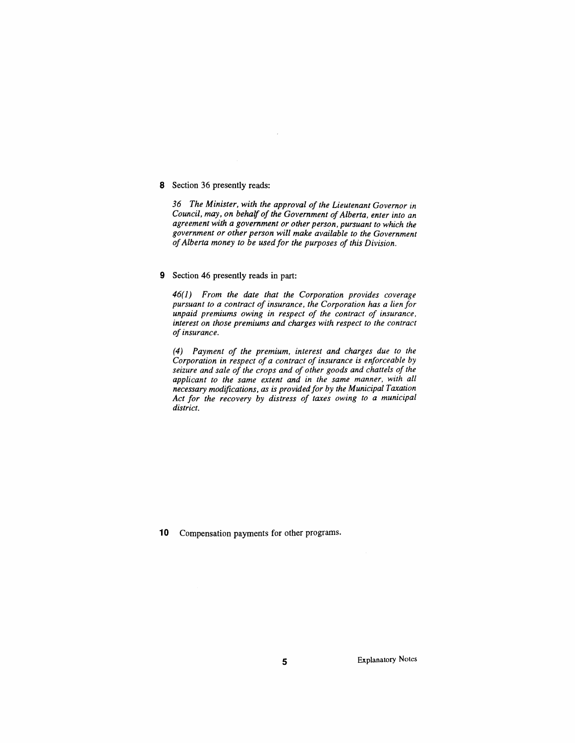**8** Section 36 presently reads:

*36 The Minister, with the approval of the Lieutenant Governor in Council, may, on behalf of the Government of Alberta, enter into an agreement with a government or other person, pursuant to which the government or other person will make available to the Government of Alberta money to be used for the purposes of this Division.*

**9** Section 46 presently reads in part:

*46(1) From the date that the Corporation provides coverage pursuant to a contract of insurance, the Corporation has a lien for unpaid premiums owing in respect of the contract of insurance, interest on those premiums and charges with respect to the contract of insurance.*

*(4) Payment of the premium, interest and charges due to the Corporation in respect of a contract of insurance is enforceable by seizure and sale of the crops and of other goods and chattels of the applicant to the same extent and in the same manner, with all necessary modifications, as is provided for by the Municipal Taxation Act for the recovery by distress of taxes owing to a municipal district.*

**10** Compensation payments for other programs.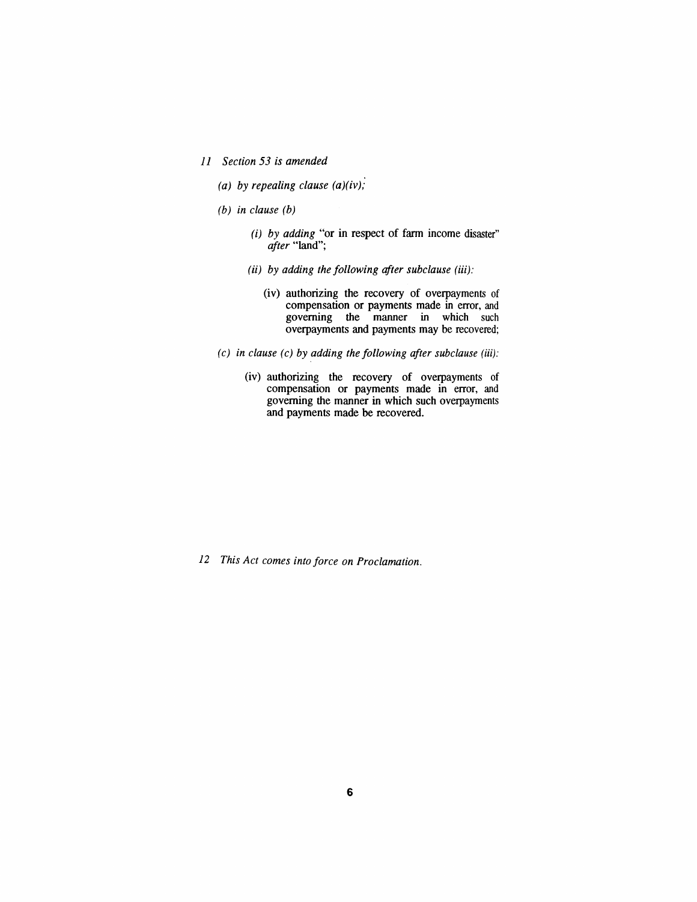*11 Section 53 is amended*

*(a) by repealing clause (a)(iv);*

*(b) in clause (b)*

*(i) by adding* "or in respect of farm income disaster" *after* "land";

*(ii) by adding the following after subclause (iii):*

(iv) authorizing the recovery of overpayments of compensation or payments made in error, and governing the manner in which such overpayments and payments may be recovered;

*(c) in clause (c) by adding the following after subclause (iii):*

(iv) authorizing the recovery of overpayments of compensation or payments made in error, and governing the manner in which such overpayments and payments made be recovered.

*12 This Act comes into force on Proclamation.*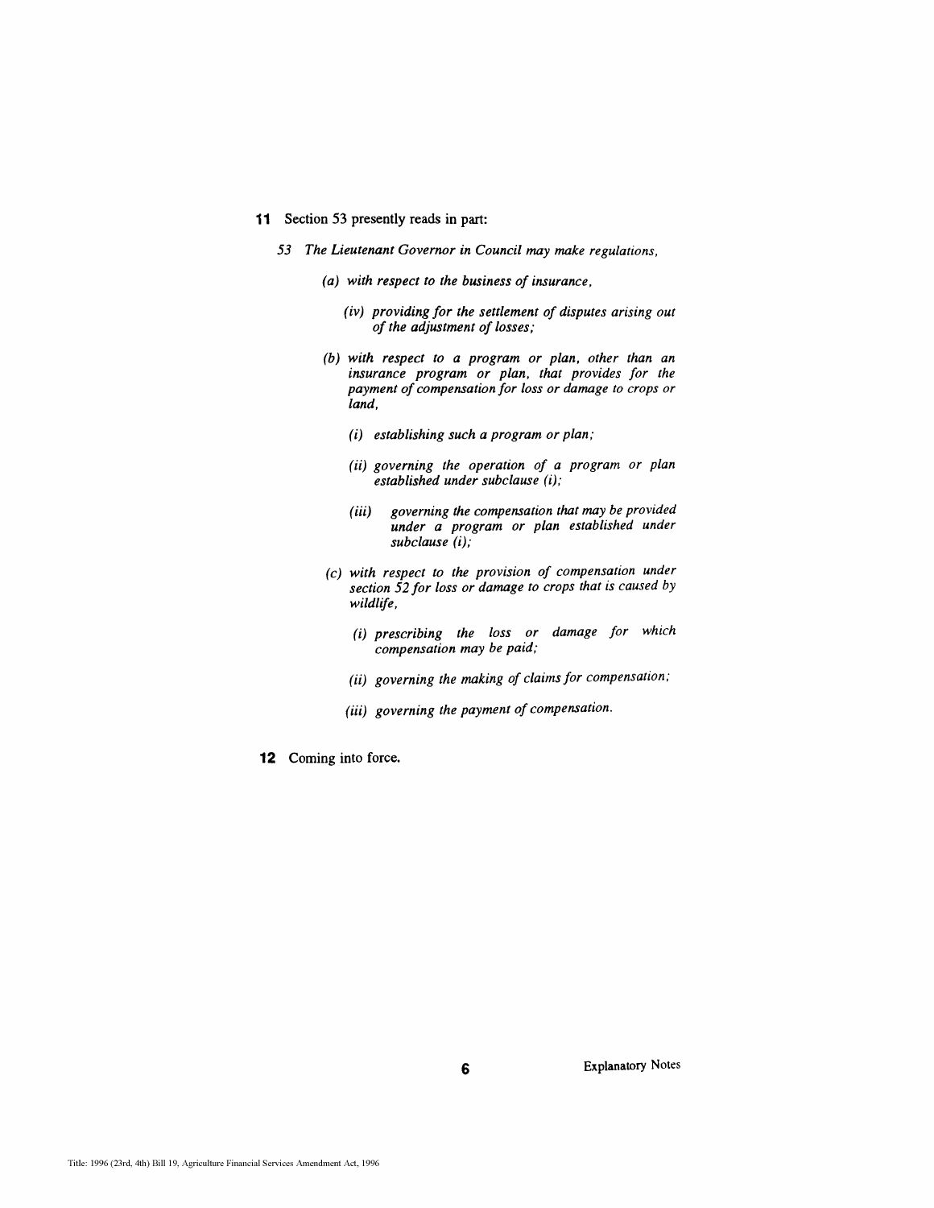**11** Section 53 presently reads in part:

*53 The Lieutenant Governor in Council may make regulations,*

*(a) with respect to the business of insurance,*

*(iv) providing for the settlement of disputes arising out of the adjustment of losses;*

*(b) with respect to a program or plan, other than an insurance program or plan, that provides for the payment of compensation for loss or damage to crops or land,*

*(i) establishing such a program or plan;*

*(ii) governing the operation of a program or plan established under subclause (i);*

*(iii) governing the compensation that may be provided under a program or plan established under subclause (i);*

*(c) with respect to the provision of compensation under section 52 for loss or damage to crops that is caused by wildlife,*

*(i) prescribing the loss or damage for which compensation may be paid;*

*(ii) governing the making of claims for compensation;*

*(iii) governing the payment of compensation.*

**12** Coming into force.